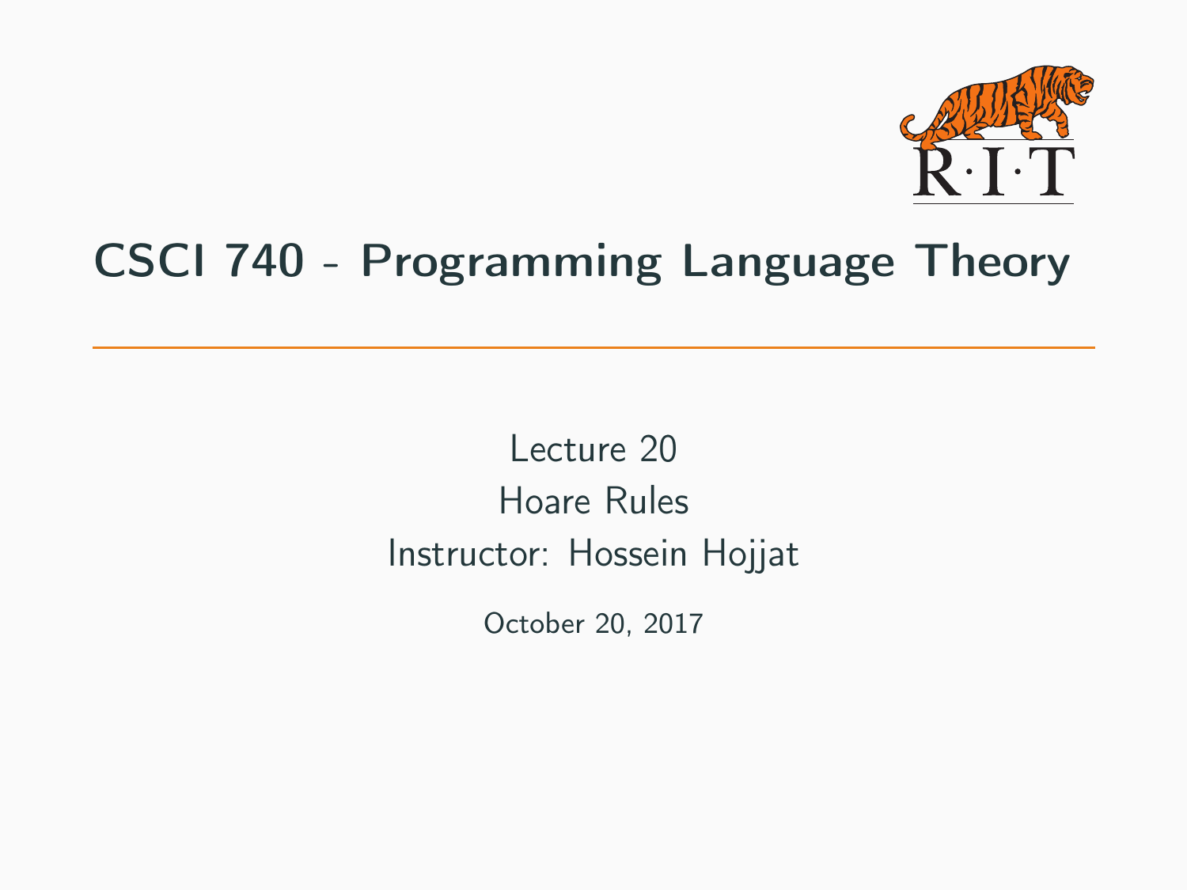# CSCI 740 - Programming Language Theory

Lecture 20

Hoare Rules

Instructor: Hossein Hojjat

October 20, 2017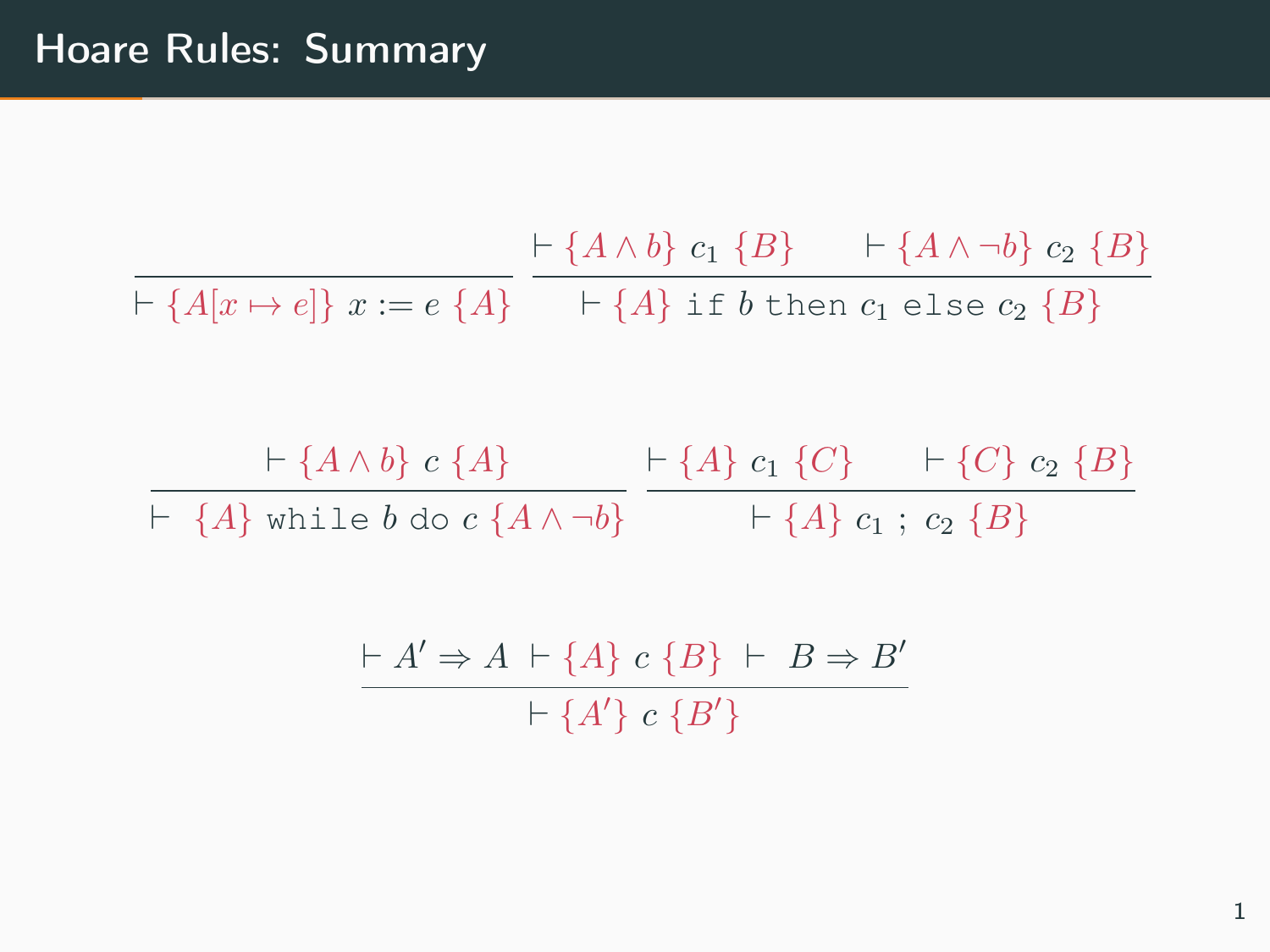# Hoare Rules: Summary

$$\frac{}{\vdash \{A[x \mapsto e]\}\ x := e\ \{A\}} \qquad \frac{\vdash \{A \wedge b\}\ c_1\ \{B\} \qquad \vdash \{A \wedge \neg b\}\ c_2\ \{B\}}{\vdash \{A\}\ \texttt{if}\ b\ \texttt{then}\ c_1\ \texttt{else}\ c_2\ \{B\}}$$

$$\frac{\vdash \{A \wedge b\}\ c\ \{A\}}{\vdash\ \{A\}\ \texttt{while}\ b\ \texttt{do}\ c\ \{A \wedge \neg b\}} \qquad \frac{\vdash \{A\}\ c_1\ \{C\} \qquad \vdash \{C\}\ c_2\ \{B\}}{\vdash \{A\}\ c_1\ ;\ c_2\ \{B\}}$$

$$\frac{\vdash A' \Rightarrow A \quad \vdash \{A\}\ c\ \{B\} \quad \vdash\ B \Rightarrow B'}{\vdash \{A'\}\ c\ \{B'\}}$$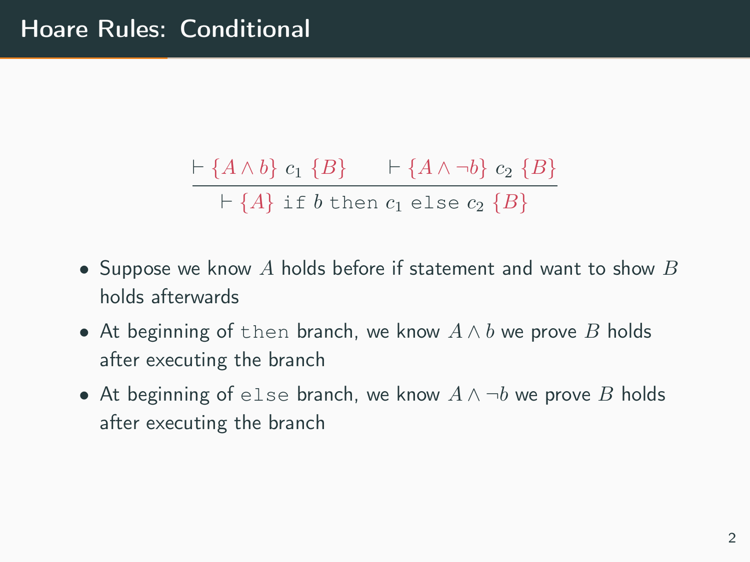# Hoare Rules: Conditional

$$\frac{\vdash \{A \land b\}\ c_1\ \{B\} \qquad \vdash \{A \land \neg b\}\ c_2\ \{B\}}{\vdash \{A\}\ \texttt{if}\ b\ \texttt{then}\ c_1\ \texttt{else}\ c_2\ \{B\}}$$

- Suppose we know $A$ holds before if statement and want to show $B$ holds afterwards
- At beginning of `then` branch, we know $A \land b$ we prove $B$ holds after executing the branch
- At beginning of `else` branch, we know $A \land \neg b$ we prove $B$ holds after executing the branch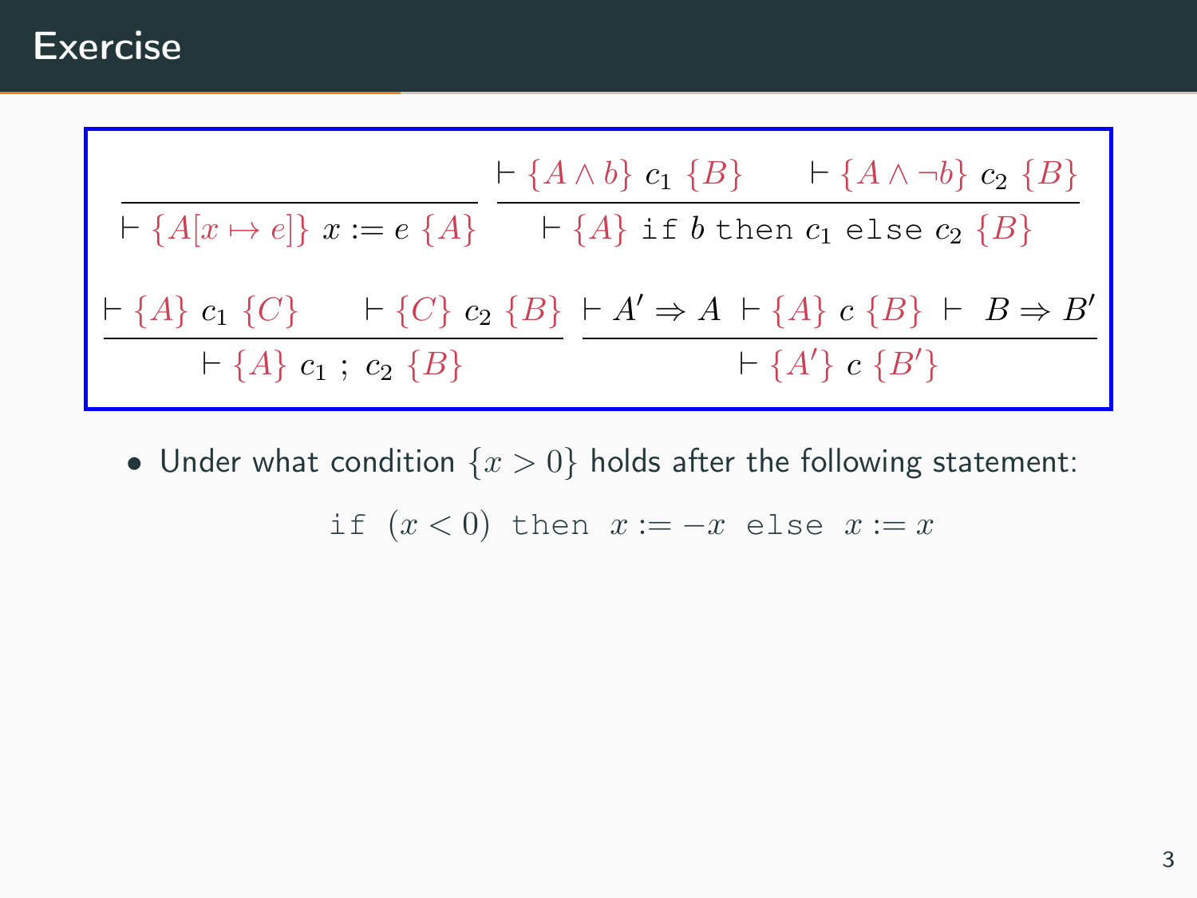## Exercise

$$\frac{}{\vdash \{A[x \mapsto e]\}\ x := e\ \{A\}} \qquad \frac{\vdash \{A \wedge b\}\ c_1\ \{B\} \qquad \vdash \{A \wedge \neg b\}\ c_2\ \{B\}}{\vdash \{A\}\ \texttt{if}\ b\ \texttt{then}\ c_1\ \texttt{else}\ c_2\ \{B\}}$$

$$\frac{\vdash \{A\}\ c_1\ \{C\} \qquad \vdash \{C\}\ c_2\ \{B\}}{\vdash \{A\}\ c_1\ ;\ c_2\ \{B\}} \qquad \frac{\vdash A' \Rightarrow A \quad \vdash \{A\}\ c\ \{B\} \quad \vdash\ B \Rightarrow B'}{\vdash \{A'\}\ c\ \{B'\}}$$

- Under what condition $\{x > 0\}$ holds after the following statement:

$$\texttt{if}\ \ (x < 0)\ \ \texttt{then}\ \ x := -x\ \ \texttt{else}\ \ x := x$$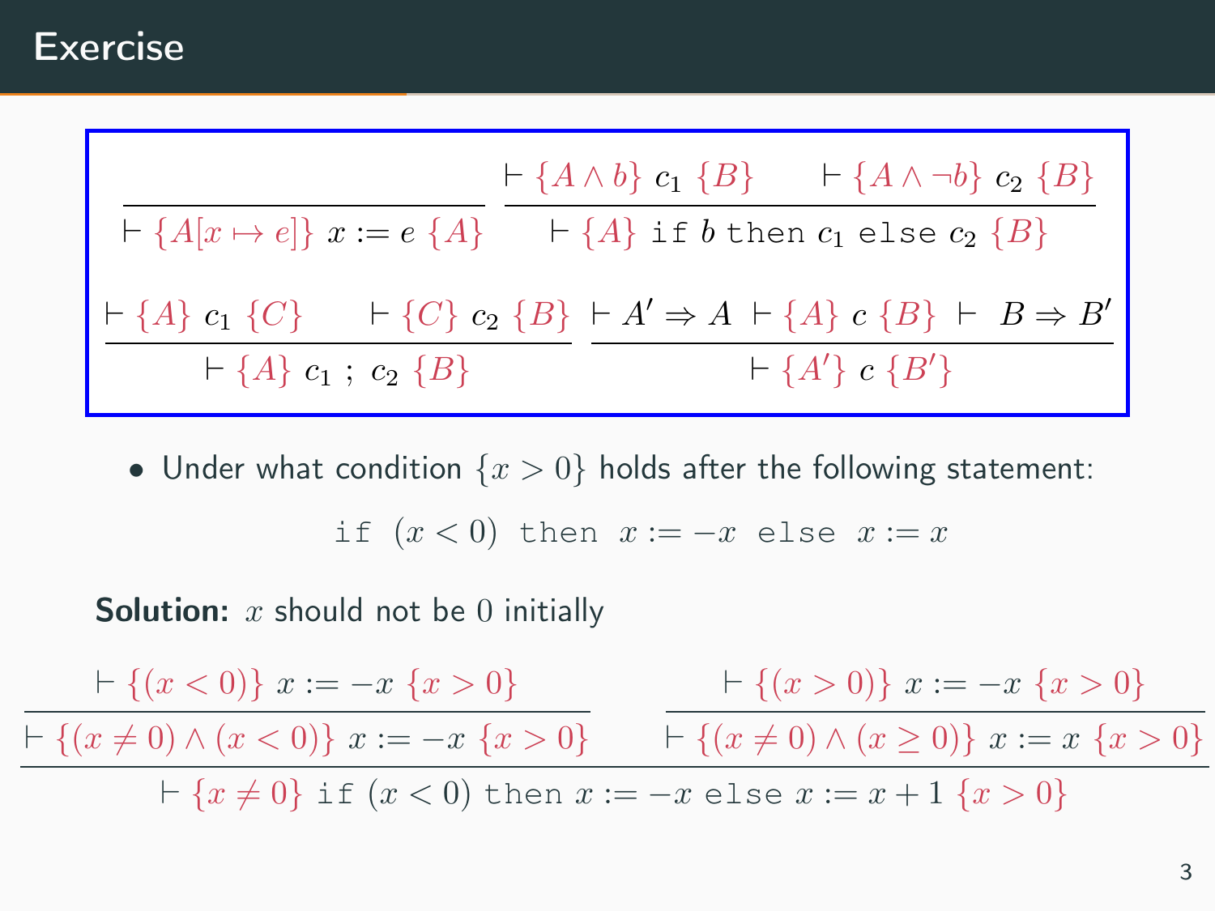## Exercise

$$
\frac{}{\vdash \{A[x \mapsto e]\}\ x := e\ \{A\}}
\qquad
\frac{\vdash \{A \wedge b\}\ c_1\ \{B\} \qquad \vdash \{A \wedge \neg b\}\ c_2\ \{B\}}{\vdash \{A\}\ \texttt{if}\ b\ \texttt{then}\ c_1\ \texttt{else}\ c_2\ \{B\}}
$$

$$
\frac{\vdash \{A\}\ c_1\ \{C\} \qquad \vdash \{C\}\ c_2\ \{B\}}{\vdash \{A\}\ c_1\ ;\ c_2\ \{B\}}
\qquad
\frac{\vdash A' \Rightarrow A \quad \vdash \{A\}\ c\ \{B\} \quad \vdash\ B \Rightarrow B'}{\vdash \{A'\}\ c\ \{B'\}}
$$

- Under what condition $\{x > 0\}$ holds after the following statement:

$$\texttt{if}\ (x < 0)\ \texttt{then}\ x := -x\ \texttt{else}\ x := x$$

**Solution:** $x$ should not be $0$ initially

$$
\frac{
\dfrac{\vdash \{(x<0)\}\ x := -x\ \{x > 0\}}{\vdash \{(x \neq 0) \wedge (x < 0)\}\ x := -x\ \{x > 0\}}
\qquad
\dfrac{\vdash \{(x>0)\}\ x := -x\ \{x > 0\}}{\vdash \{(x \neq 0) \wedge (x \geq 0)\}\ x := x\ \{x > 0\}}
}{\vdash \{x \neq 0\}\ \texttt{if}\ (x < 0)\ \texttt{then}\ x := -x\ \texttt{else}\ x := x + 1\ \{x > 0\}}
$$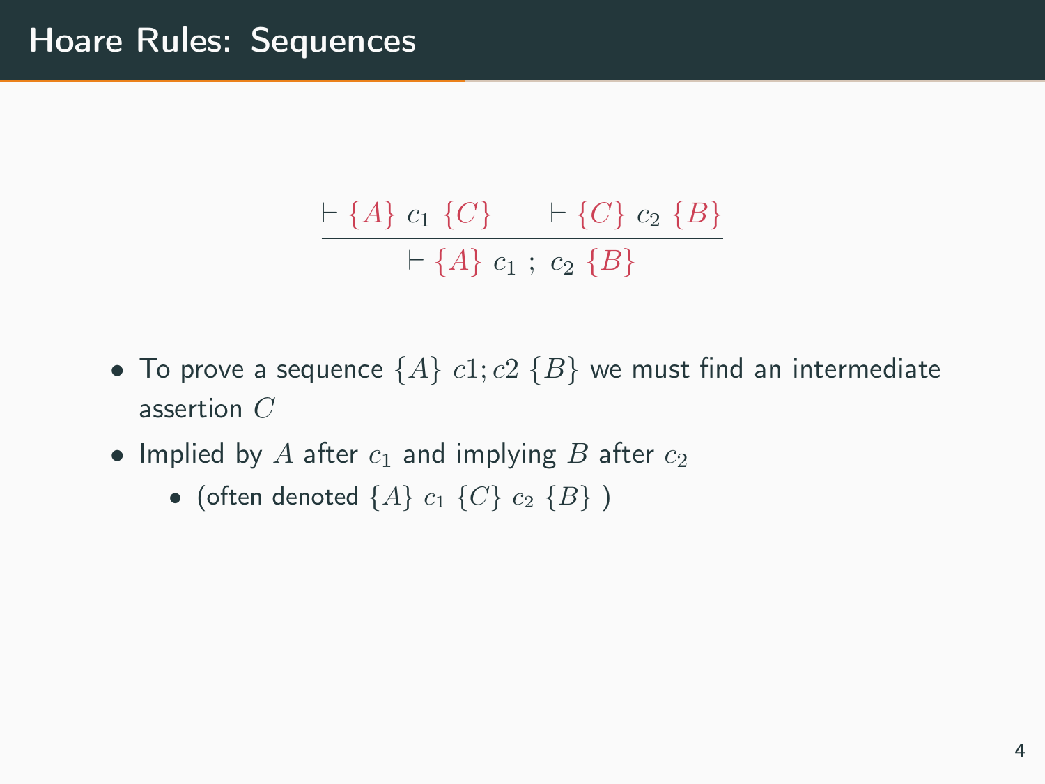# Hoare Rules: Sequences

$$\frac{\vdash \{A\}\ c_1\ \{C\} \qquad \vdash \{C\}\ c_2\ \{B\}}{\vdash \{A\}\ c_1\ ;\ c_2\ \{B\}}$$

- To prove a sequence $\{A\}\ c1; c2\ \{B\}$ we must find an intermediate assertion $C$
- Implied by $A$ after $c_1$ and implying $B$ after $c_2$
  - (often denoted $\{A\}\ c_1\ \{C\}\ c_2\ \{B\}$ )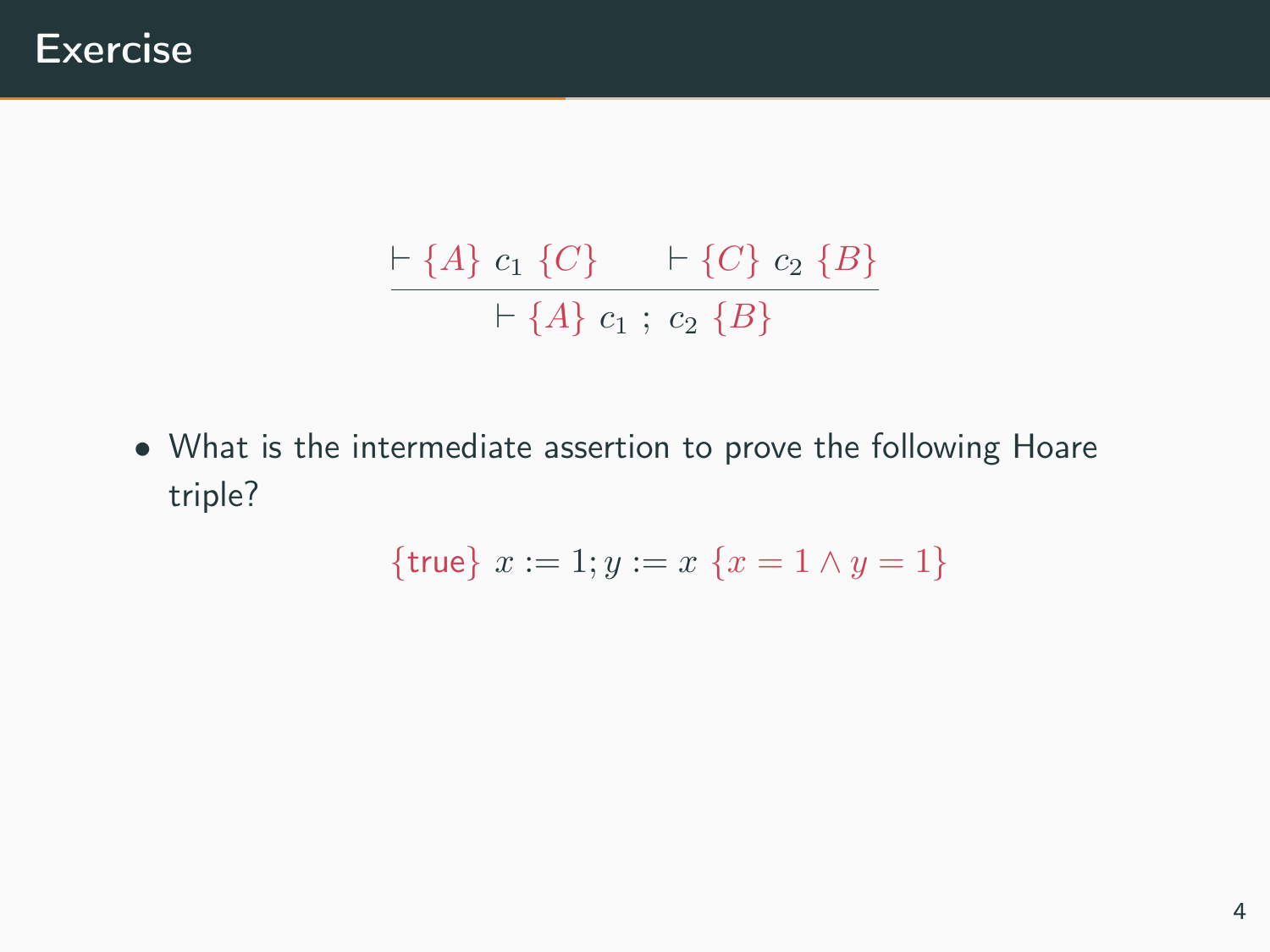# Exercise

$$\frac{\vdash \{A\}\ c_1\ \{C\} \qquad \vdash \{C\}\ c_2\ \{B\}}{\vdash \{A\}\ c_1\ ;\ c_2\ \{B\}}$$

- What is the intermediate assertion to prove the following Hoare triple?

$$\{\mathsf{true}\}\ x := 1; y := x\ \{x = 1 \land y = 1\}$$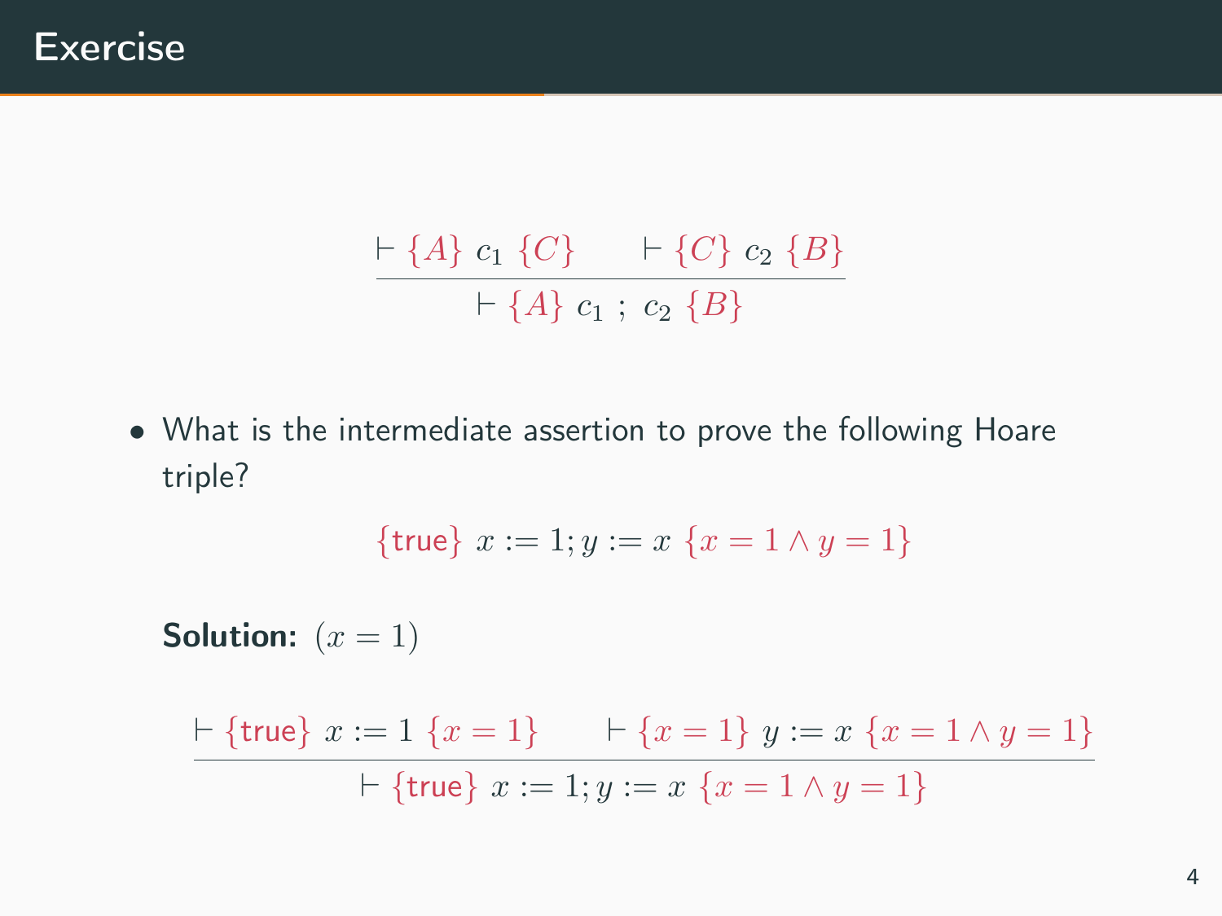# Exercise

$$\frac{\vdash \{A\}\ c_1\ \{C\} \qquad \vdash \{C\}\ c_2\ \{B\}}{\vdash \{A\}\ c_1\ ;\ c_2\ \{B\}}$$

- What is the intermediate assertion to prove the following Hoare triple?

$$\{\mathsf{true}\}\ x := 1; y := x\ \{x = 1 \land y = 1\}$$

**Solution:** $(x = 1)$

$$\frac{\vdash \{\mathsf{true}\}\ x := 1\ \{x = 1\} \qquad \vdash \{x = 1\}\ y := x\ \{x = 1 \land y = 1\}}{\vdash \{\mathsf{true}\}\ x := 1; y := x\ \{x = 1 \land y = 1\}}$$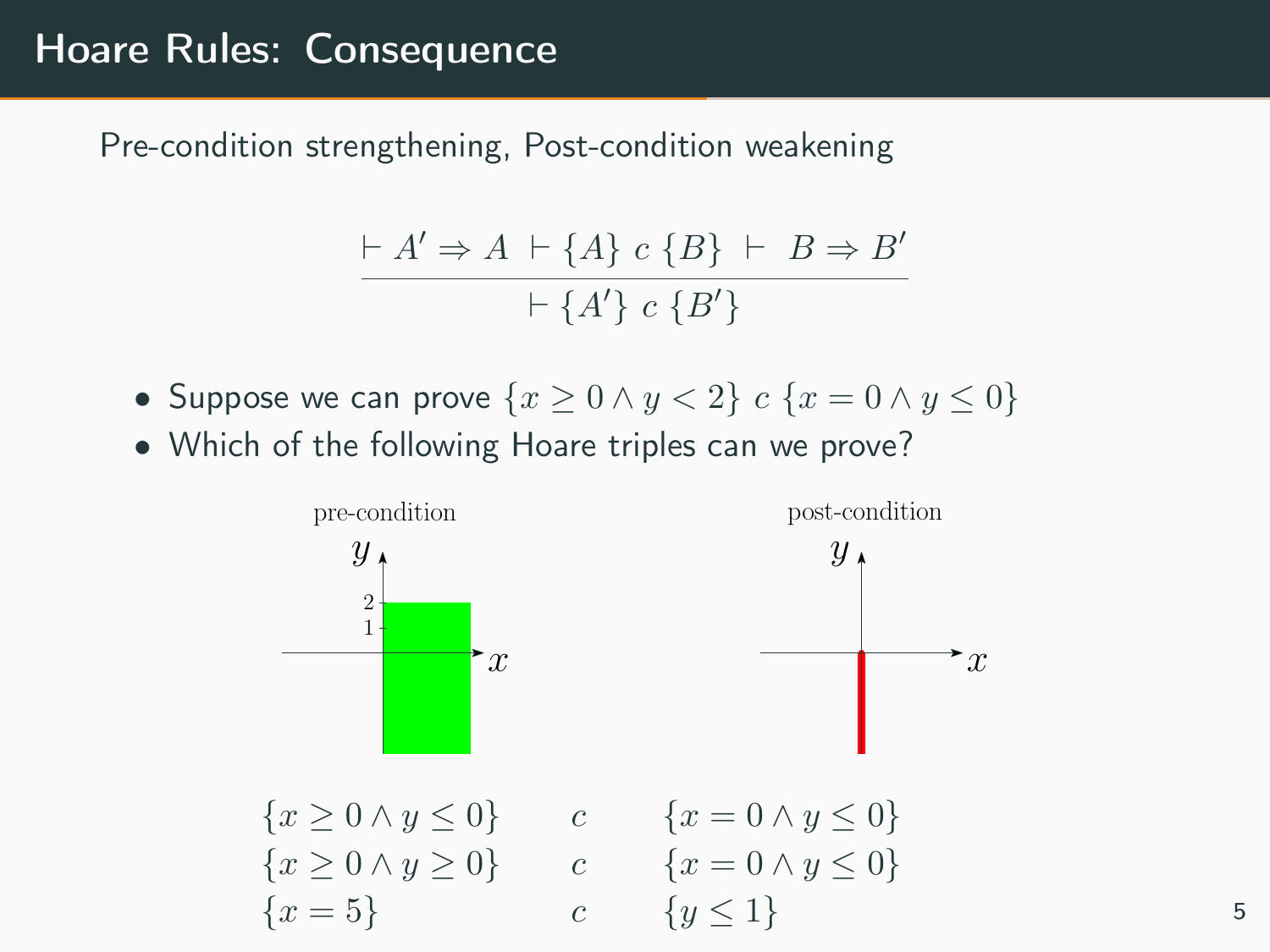# Hoare Rules: Consequence

Pre-condition strengthening, Post-condition weakening

$$\frac{\vdash A' \Rightarrow A \;\; \vdash \{A\}\; c \;\{B\} \;\; \vdash \;\; B \Rightarrow B'}{\vdash \{A'\}\; c \;\{B'\}}$$

- Suppose we can prove $\{x \geq 0 \wedge y < 2\}\; c \;\{x = 0 \wedge y \leq 0\}$
- Which of the following Hoare triples can we prove?

pre-condition

post-condition

$\{x \geq 0 \wedge y \leq 0\} \quad c \quad \{x = 0 \wedge y \leq 0\}$

$\{x \geq 0 \wedge y \geq 0\} \quad c \quad \{x = 0 \wedge y \leq 0\}$

$\{x = 5\} \quad c \quad \{y \leq 1\}$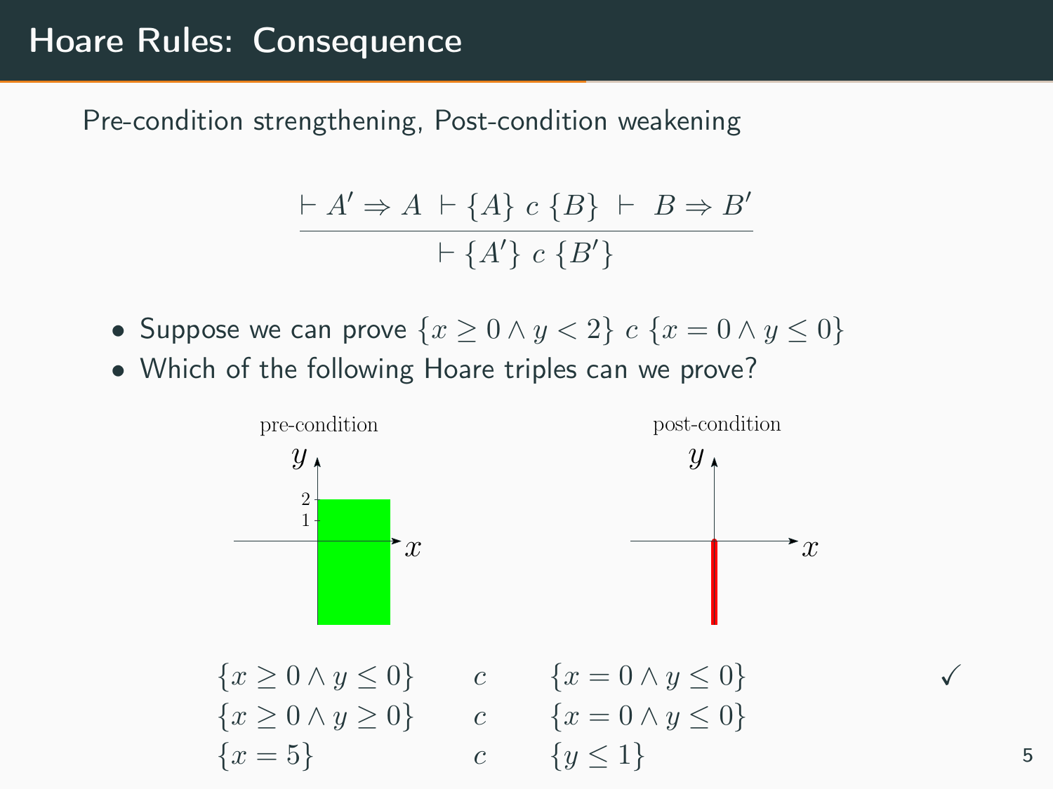# Hoare Rules: Consequence

Pre-condition strengthening, Post-condition weakening

$$\frac{\vdash A' \Rightarrow A \quad \vdash \{A\}\ c\ \{B\} \quad \vdash\ B \Rightarrow B'}{\vdash \{A'\}\ c\ \{B'\}}$$

- Suppose we can prove $\{x \geq 0 \wedge y < 2\}\ c\ \{x = 0 \wedge y \leq 0\}$
- Which of the following Hoare triples can we prove?

pre-condition

post-condition

| | | | |
|---|---|---|---|
| $\{x \geq 0 \wedge y \leq 0\}$ | $c$ | $\{x = 0 \wedge y \leq 0\}$ | ✓ |
| $\{x \geq 0 \wedge y \geq 0\}$ | $c$ | $\{x = 0 \wedge y \leq 0\}$ | |
| $\{x = 5\}$ | $c$ | $\{y \leq 1\}$ | |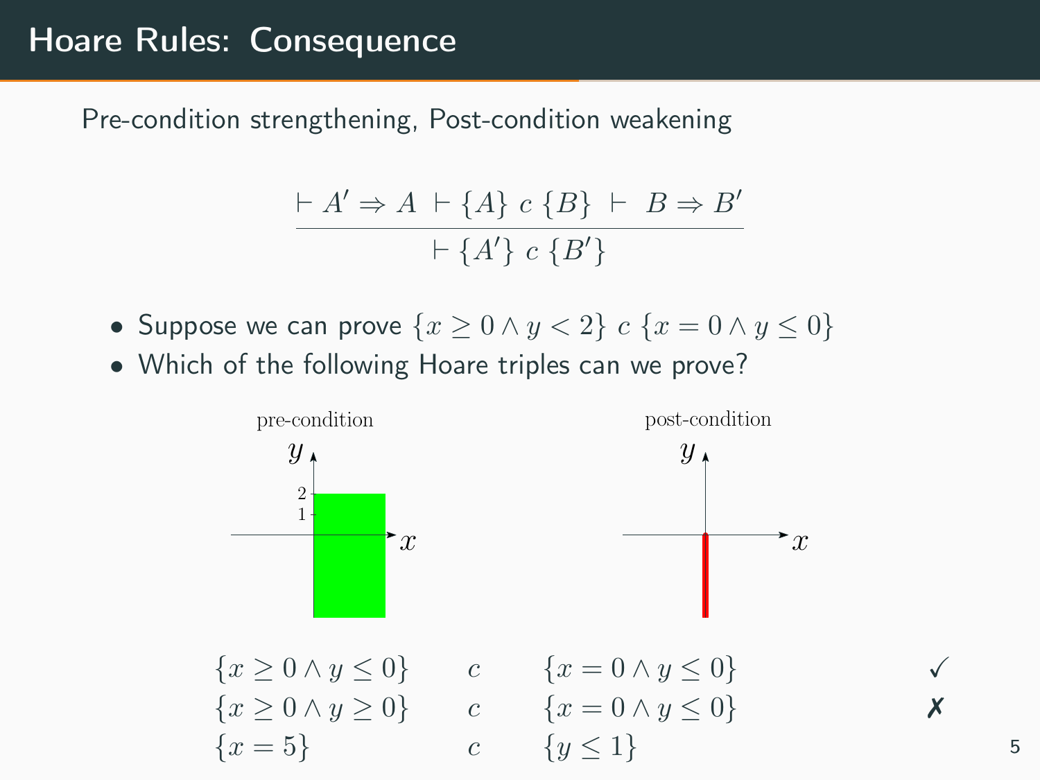# Hoare Rules: Consequence

Pre-condition strengthening, Post-condition weakening

$$\frac{\vdash A' \Rightarrow A \quad \vdash \{A\}\ c\ \{B\} \quad \vdash\ B \Rightarrow B'}{\vdash \{A'\}\ c\ \{B'\}}$$

- Suppose we can prove $\{x \geq 0 \land y < 2\}\ c\ \{x = 0 \land y \leq 0\}$
- Which of the following Hoare triples can we prove?

pre-condition

post-condition

| | | | |
|---|---|---|---|
| $\{x \geq 0 \land y \leq 0\}$ | $c$ | $\{x = 0 \land y \leq 0\}$ | ✓ |
| $\{x \geq 0 \land y \geq 0\}$ | $c$ | $\{x = 0 \land y \leq 0\}$ | ✗ |
| $\{x = 5\}$ | $c$ | $\{y \leq 1\}$ | |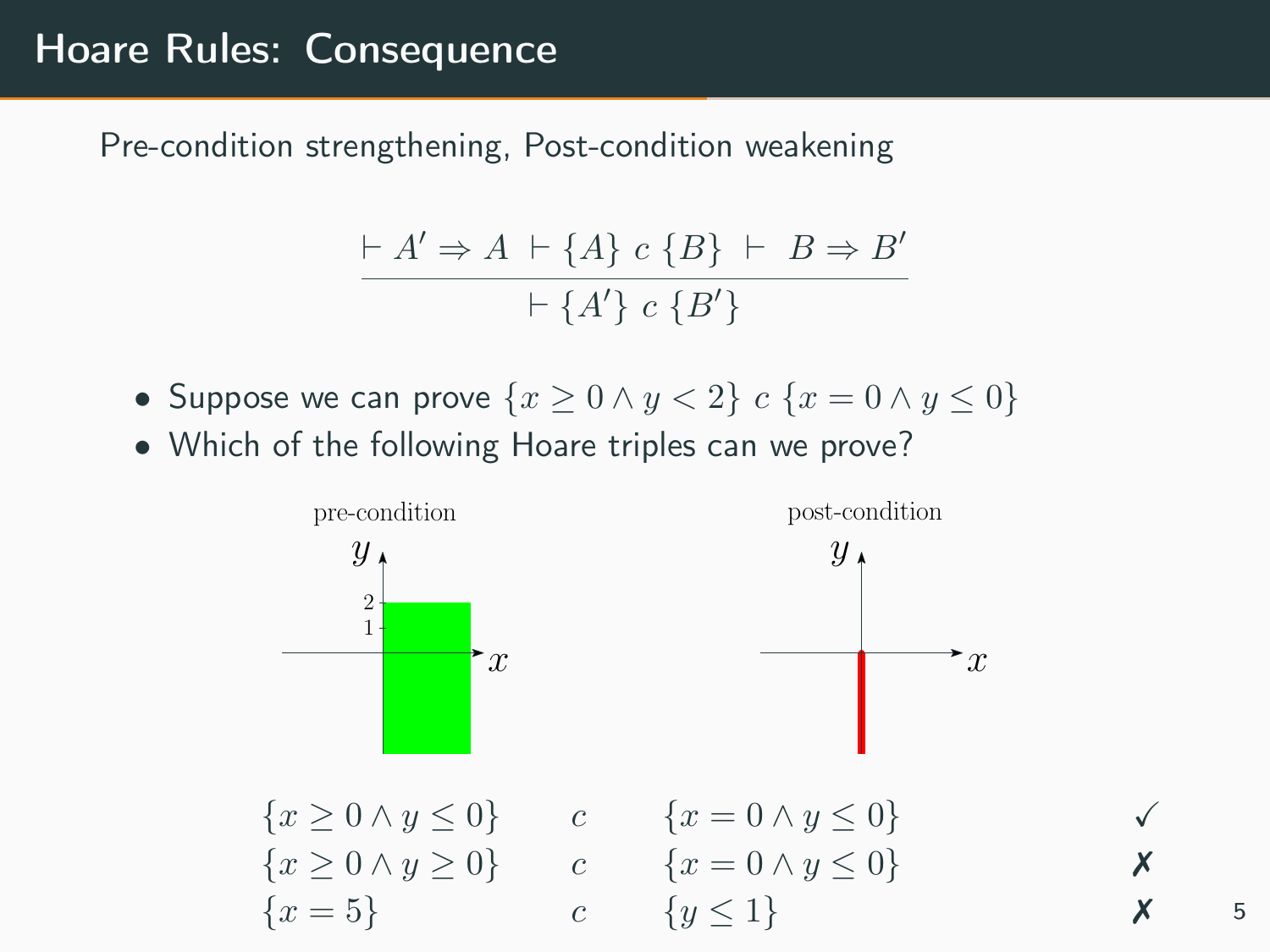# Hoare Rules: Consequence

Pre-condition strengthening, Post-condition weakening

$$\frac{\vdash A' \Rightarrow A \quad \vdash \{A\}\ c\ \{B\} \quad \vdash\ B \Rightarrow B'}{\vdash \{A'\}\ c\ \{B'\}}$$

- Suppose we can prove $\{x \geq 0 \wedge y < 2\}\ c\ \{x = 0 \wedge y \leq 0\}$
- Which of the following Hoare triples can we prove?

pre-condition

post-condition

| | | | |
|---|---|---|---|
| $\{x \geq 0 \wedge y \leq 0\}$ | $c$ | $\{x = 0 \wedge y \leq 0\}$ | ✓ |
| $\{x \geq 0 \wedge y \geq 0\}$ | $c$ | $\{x = 0 \wedge y \leq 0\}$ | ✗ |
| $\{x = 5\}$ | $c$ | $\{y \leq 1\}$ | ✗ |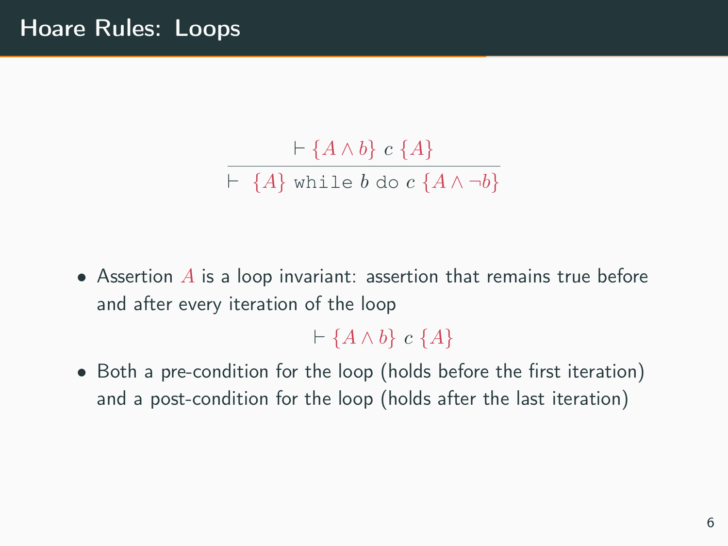# Hoare Rules: Loops

$$\frac{\vdash \{A \wedge b\}\ c\ \{A\}}{\vdash\ \{A\}\ \texttt{while}\ b\ \texttt{do}\ c\ \{A \wedge \neg b\}}$$

- Assertion $A$ is a loop invariant: assertion that remains true before and after every iteration of the loop

$$\vdash \{A \wedge b\}\ c\ \{A\}$$

- Both a pre-condition for the loop (holds before the first iteration) and a post-condition for the loop (holds after the last iteration)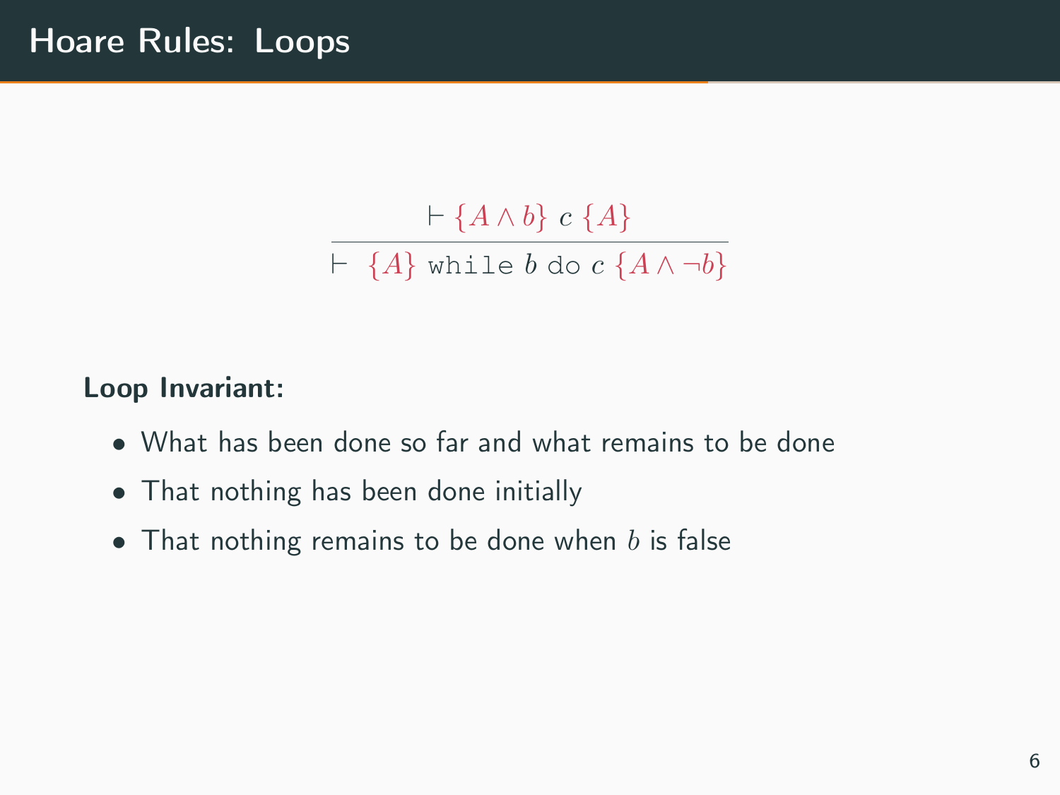# Hoare Rules: Loops

$$\frac{\vdash \{A \wedge b\}\ c\ \{A\}}{\vdash\ \{A\}\ \texttt{while}\ b\ \texttt{do}\ c\ \{A \wedge \neg b\}}$$

**Loop Invariant:**

- What has been done so far and what remains to be done
- That nothing has been done initially
- That nothing remains to be done when $b$ is false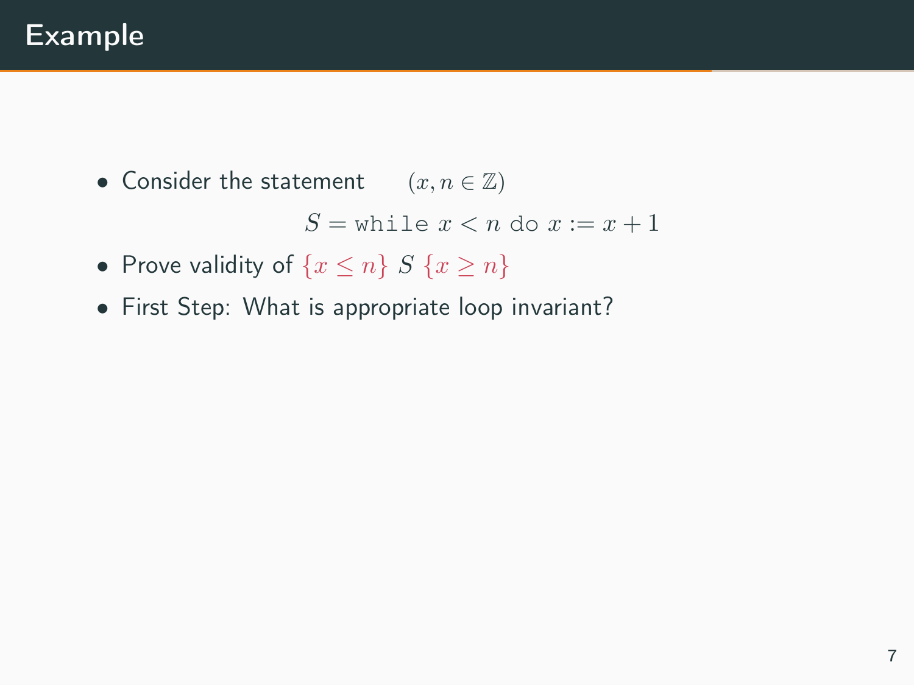# Example

- Consider the statement $(x, n \in \mathbb{Z})$

$$S = \texttt{while}\ x < n\ \texttt{do}\ x := x + 1$$

- Prove validity of $\{x \leq n\}\ S\ \{x \geq n\}$
- First Step: What is appropriate loop invariant?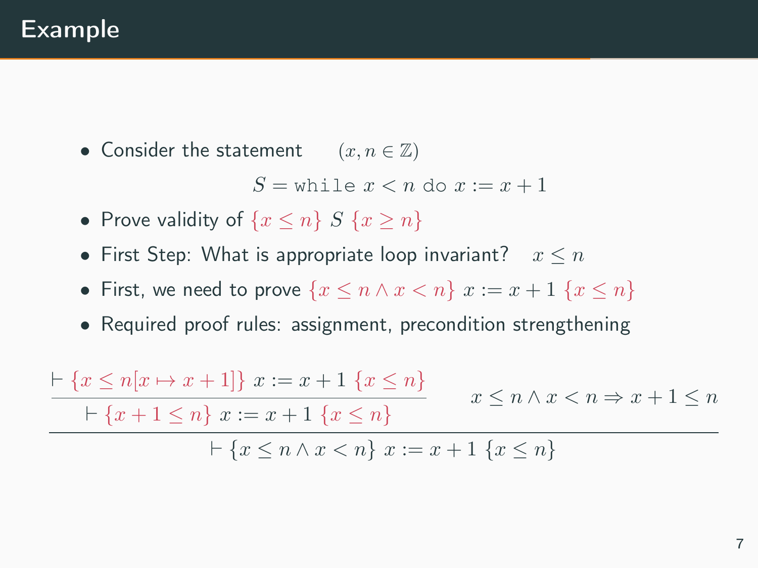# Example

- Consider the statement $\quad (x, n \in \mathbb{Z})$

$$S = \texttt{while } x < n \texttt{ do } x := x + 1$$

- Prove validity of $\{x \leq n\}\ S\ \{x \geq n\}$
- First Step: What is appropriate loop invariant? $\quad x \leq n$
- First, we need to prove $\{x \leq n \wedge x < n\}\ x := x + 1\ \{x \leq n\}$
- Required proof rules: assignment, precondition strengthening

$$\dfrac{\dfrac{\vdash \{x \leq n[x \mapsto x+1]\}\ x := x + 1\ \{x \leq n\}}{\vdash \{x + 1 \leq n\}\ x := x + 1\ \{x \leq n\}} \qquad x \leq n \wedge x < n \Rightarrow x + 1 \leq n}{\vdash \{x \leq n \wedge x < n\}\ x := x + 1\ \{x \leq n\}}$$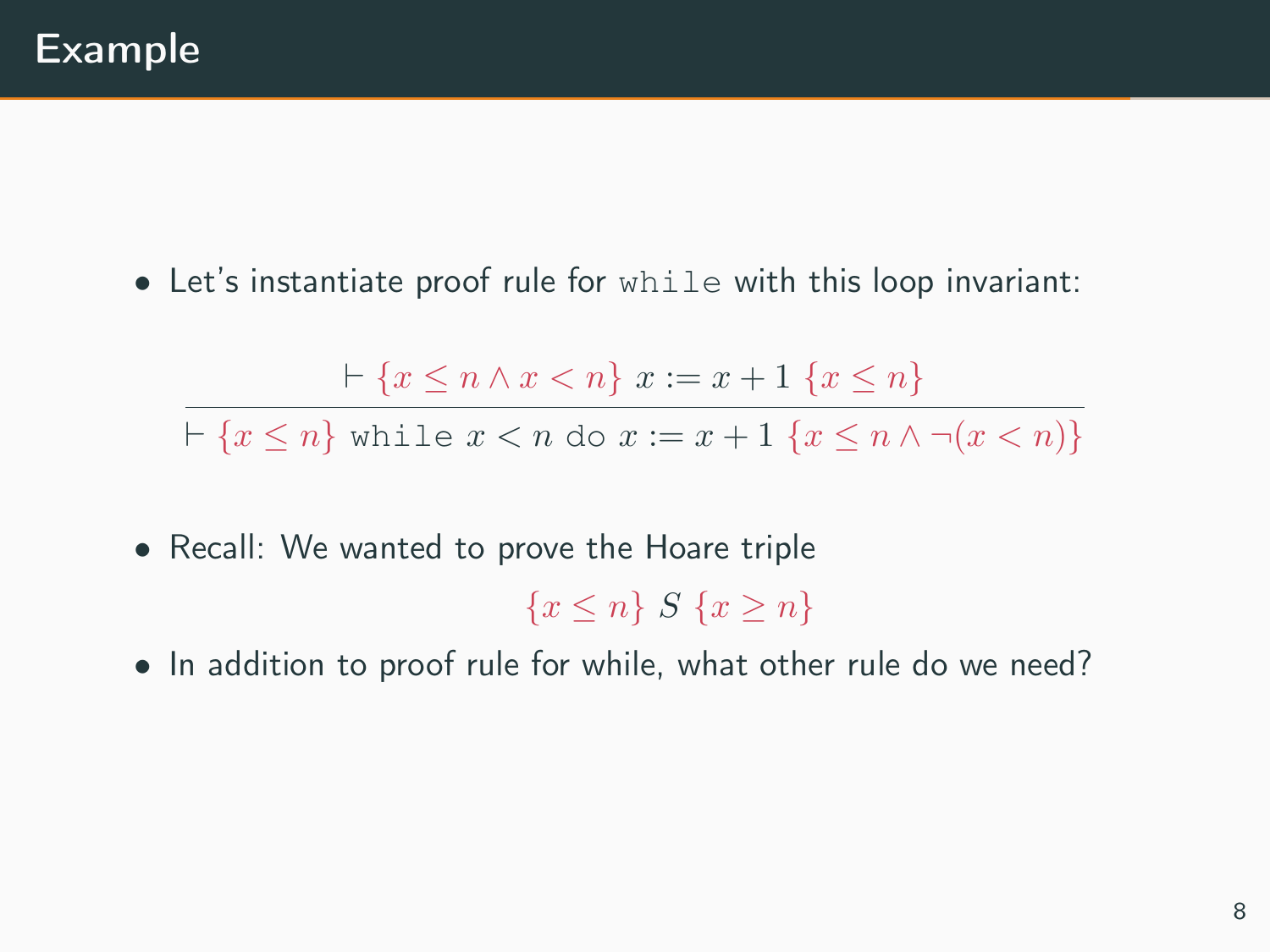# Example

- Let's instantiate proof rule for `while` with this loop invariant:

$$\frac{\vdash \{x \leq n \land x < n\}\ x := x + 1\ \{x \leq n\}}{\vdash \{x \leq n\}\ \texttt{while}\ x < n\ \texttt{do}\ x := x + 1\ \{x \leq n \land \neg(x < n)\}}$$

- Recall: We wanted to prove the Hoare triple

$$\{x \leq n\}\ S\ \{x \geq n\}$$

- In addition to proof rule for while, what other rule do we need?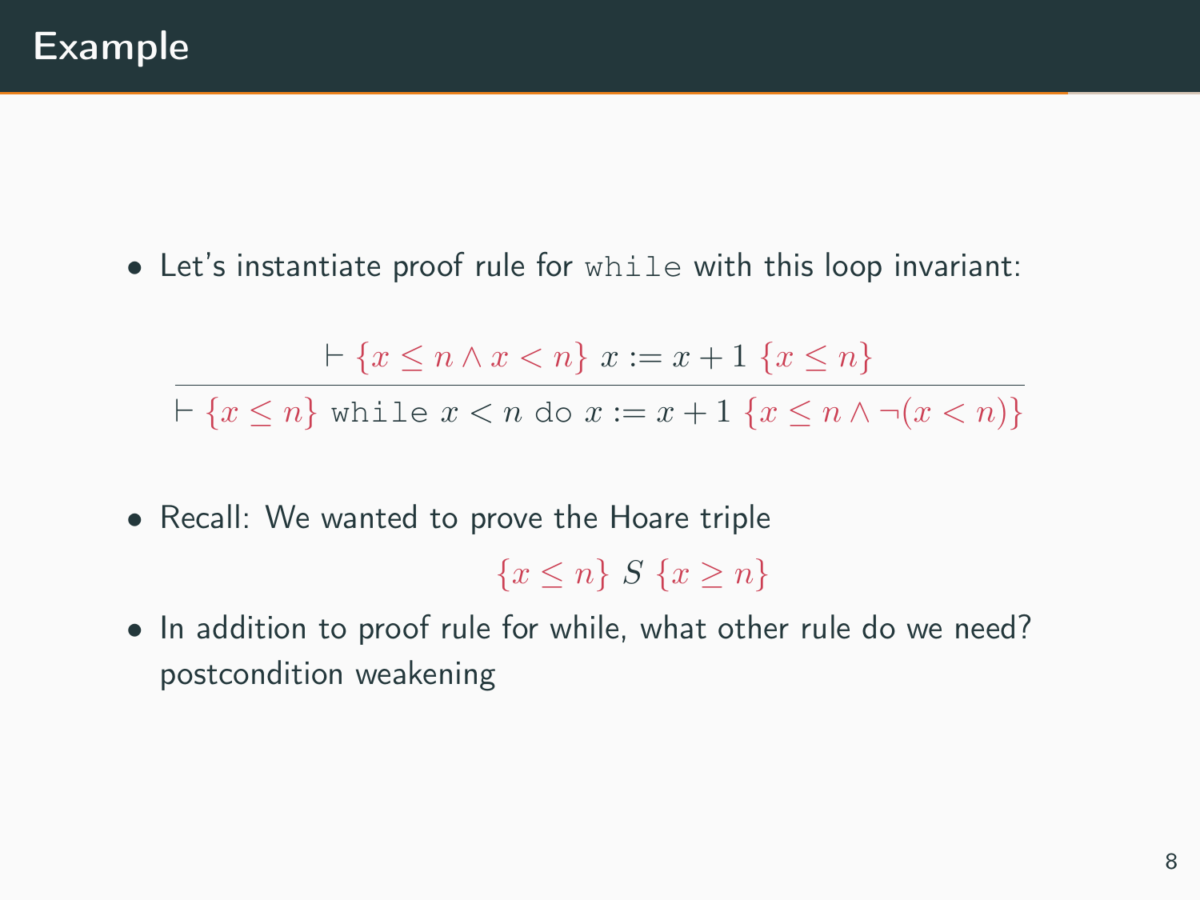# Example

- Let's instantiate proof rule for `while` with this loop invariant:

$$\frac{\vdash \{x \leq n \land x < n\}\ x := x + 1\ \{x \leq n\}}{\vdash \{x \leq n\}\ \texttt{while}\ x < n\ \texttt{do}\ x := x + 1\ \{x \leq n \land \neg(x < n)\}}$$

- Recall: We wanted to prove the Hoare triple

$$\{x \leq n\}\ S\ \{x \geq n\}$$

- In addition to proof rule for while, what other rule do we need? postcondition weakening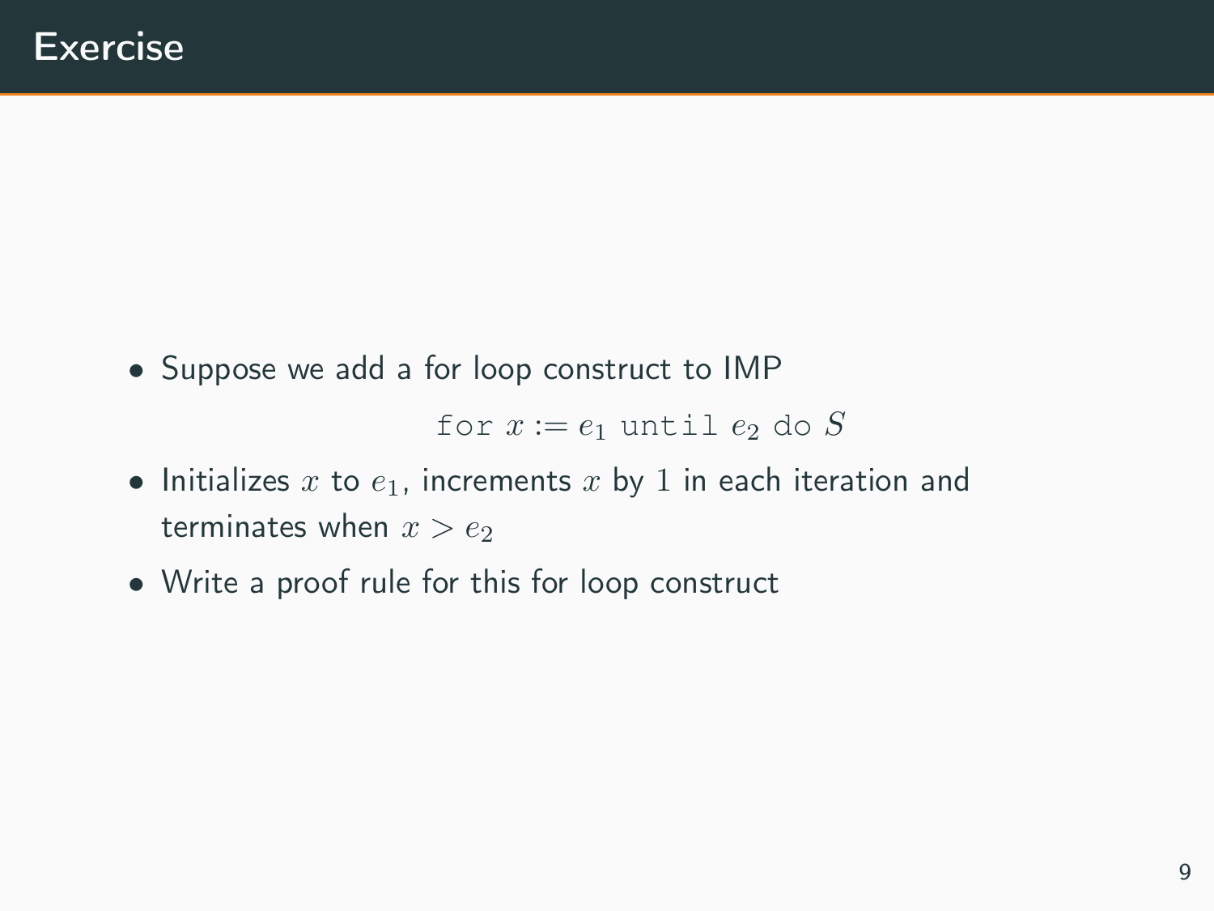# Exercise

- Suppose we add a for loop construct to IMP

$$\texttt{for } x := e_1 \texttt{ until } e_2 \texttt{ do } S$$

- Initializes $x$ to $e_1$, increments $x$ by $1$ in each iteration and terminates when $x > e_2$
- Write a proof rule for this for loop construct